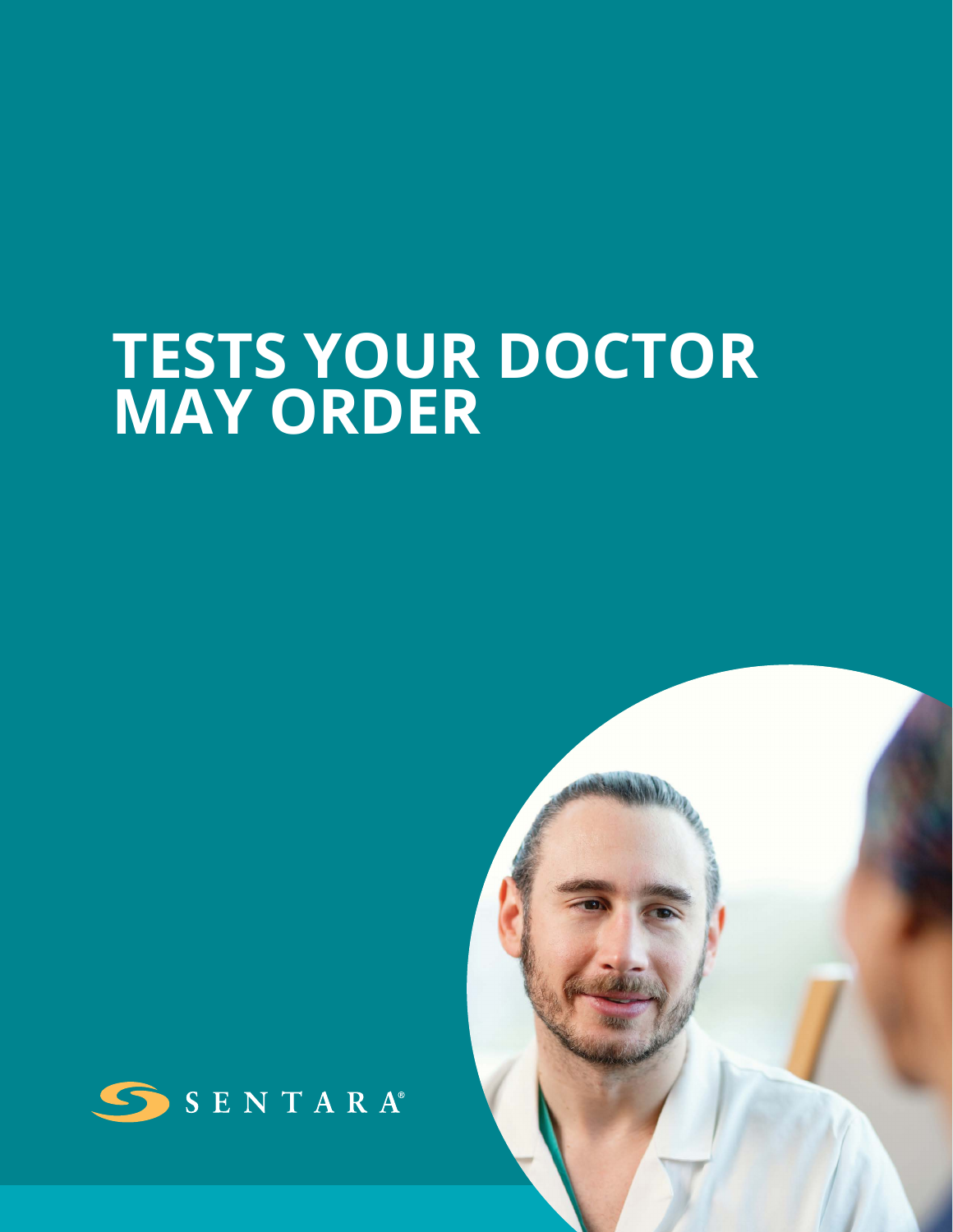# TESTS YOUR DOCTOR MAY ORDER

SENTARA®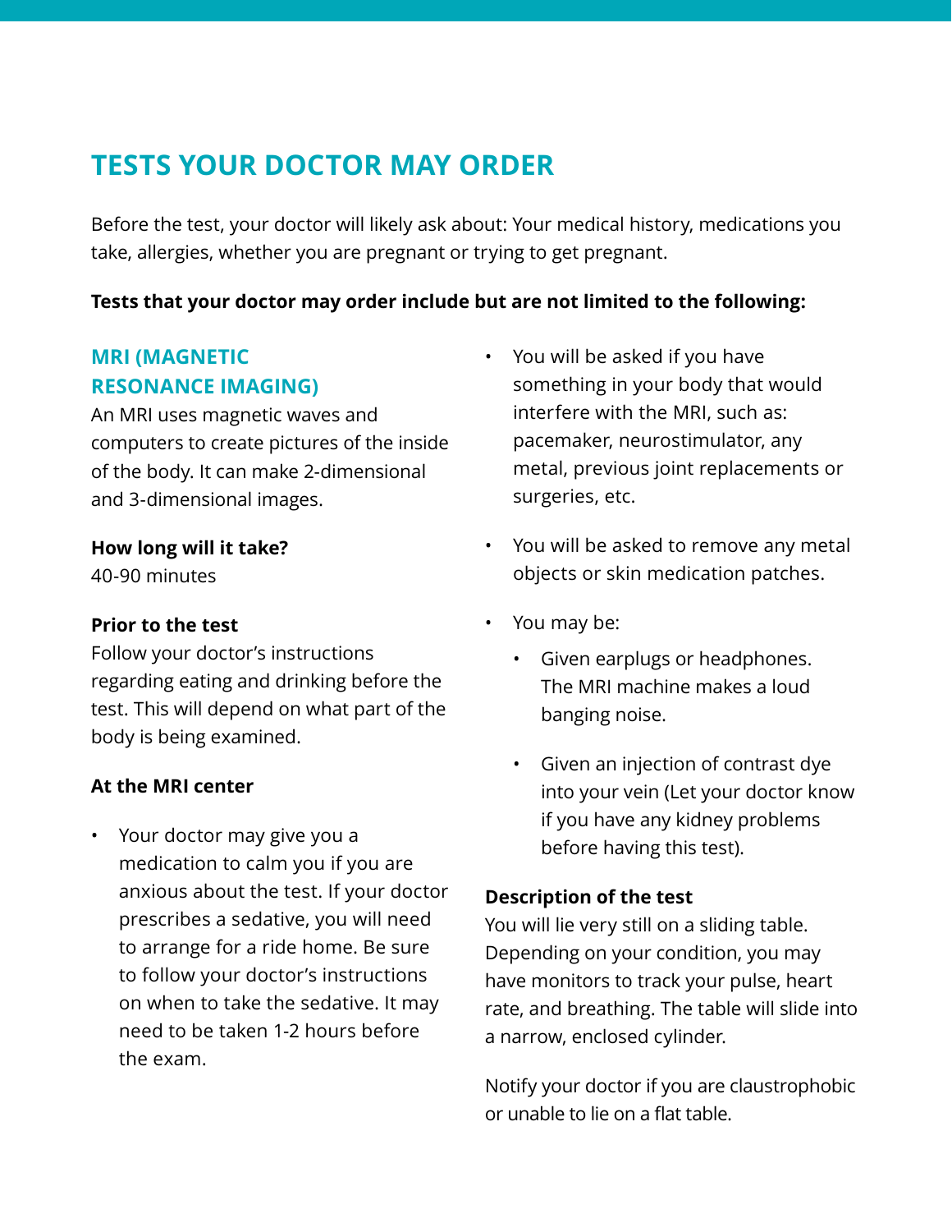# TESTS YOUR DOCTOR MAY ORDER

Before the test, your doctor will likely ask about: Your medical history, medications you take, allergies, whether you are pregnant or trying to get pregnant.

**Tests that your doctor may order include but are not limited to the following:**

## MRI (MAGNETIC RESONANCE IMAGING)

An MRI uses magnetic waves and computers to create pictures of the inside of the body. It can make 2-dimensional and 3-dimensional images.

**How long will it take?**
40-90 minutes

**Prior to the test**
Follow your doctor's instructions regarding eating and drinking before the test. This will depend on what part of the body is being examined.

**At the MRI center**

- Your doctor may give you a medication to calm you if you are anxious about the test. If your doctor prescribes a sedative, you will need to arrange for a ride home. Be sure to follow your doctor's instructions on when to take the sedative. It may need to be taken 1-2 hours before the exam.
- You will be asked if you have something in your body that would interfere with the MRI, such as: pacemaker, neurostimulator, any metal, previous joint replacements or surgeries, etc.
- You will be asked to remove any metal objects or skin medication patches.
- You may be:
  - Given earplugs or headphones. The MRI machine makes a loud banging noise.
  - Given an injection of contrast dye into your vein (Let your doctor know if you have any kidney problems before having this test).

**Description of the test**
You will lie very still on a sliding table. Depending on your condition, you may have monitors to track your pulse, heart rate, and breathing. The table will slide into a narrow, enclosed cylinder.

Notify your doctor if you are claustrophobic or unable to lie on a flat table.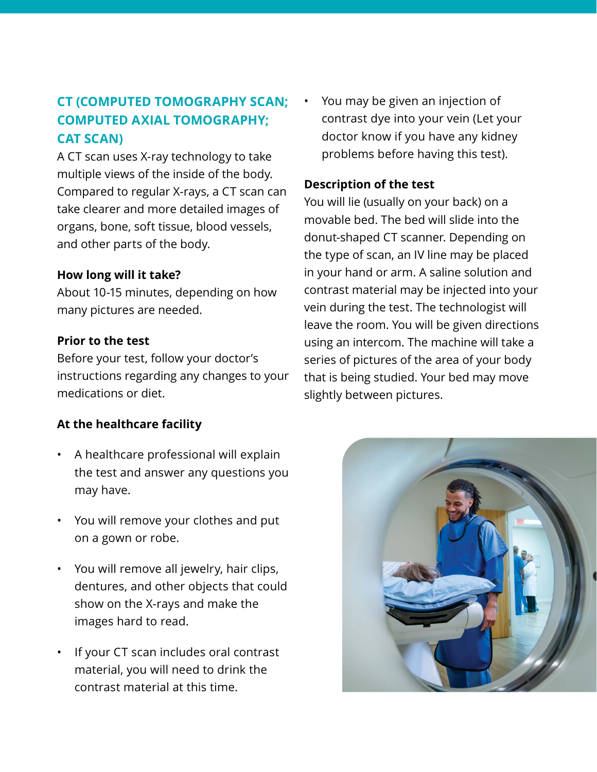## CT (COMPUTED TOMOGRAPHY SCAN; COMPUTED AXIAL TOMOGRAPHY; CAT SCAN)

A CT scan uses X-ray technology to take multiple views of the inside of the body. Compared to regular X-rays, a CT scan can take clearer and more detailed images of organs, bone, soft tissue, blood vessels, and other parts of the body.

### How long will it take?

About 10-15 minutes, depending on how many pictures are needed.

### Prior to the test

Before your test, follow your doctor's instructions regarding any changes to your medications or diet.

### At the healthcare facility

- A healthcare professional will explain the test and answer any questions you may have.
- You will remove your clothes and put on a gown or robe.
- You will remove all jewelry, hair clips, dentures, and other objects that could show on the X-rays and make the images hard to read.
- If your CT scan includes oral contrast material, you will need to drink the contrast material at this time.
- You may be given an injection of contrast dye into your vein (Let your doctor know if you have any kidney problems before having this test).

### Description of the test

You will lie (usually on your back) on a movable bed. The bed will slide into the donut-shaped CT scanner. Depending on the type of scan, an IV line may be placed in your hand or arm. A saline solution and contrast material may be injected into your vein during the test. The technologist will leave the room. You will be given directions using an intercom. The machine will take a series of pictures of the area of your body that is being studied. Your bed may move slightly between pictures.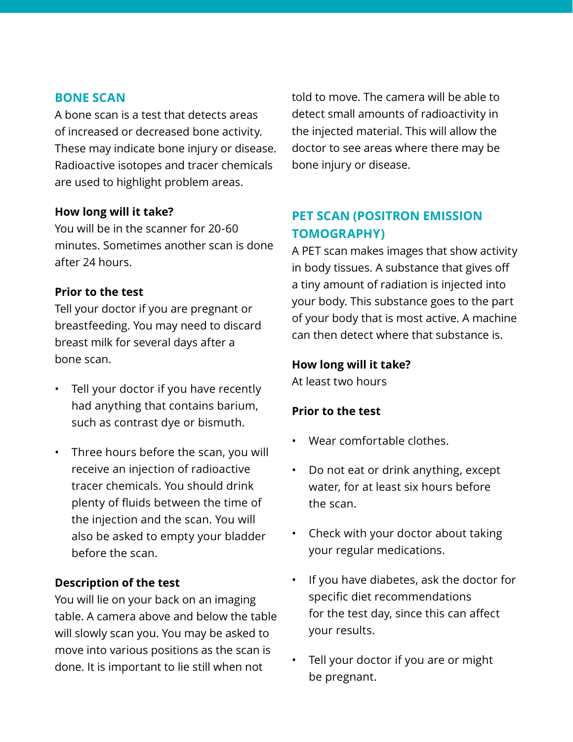## BONE SCAN

A bone scan is a test that detects areas of increased or decreased bone activity. These may indicate bone injury or disease. Radioactive isotopes and tracer chemicals are used to highlight problem areas.

**How long will it take?**

You will be in the scanner for 20-60 minutes. Sometimes another scan is done after 24 hours.

**Prior to the test**

Tell your doctor if you are pregnant or breastfeeding. You may need to discard breast milk for several days after a bone scan.

- Tell your doctor if you have recently had anything that contains barium, such as contrast dye or bismuth.
- Three hours before the scan, you will receive an injection of radioactive tracer chemicals. You should drink plenty of fluids between the time of the injection and the scan. You will also be asked to empty your bladder before the scan.

**Description of the test**

You will lie on your back on an imaging table. A camera above and below the table will slowly scan you. You may be asked to move into various positions as the scan is done. It is important to lie still when not told to move. The camera will be able to detect small amounts of radioactivity in the injected material. This will allow the doctor to see areas where there may be bone injury or disease.

## PET SCAN (POSITRON EMISSION TOMOGRAPHY)

A PET scan makes images that show activity in body tissues. A substance that gives off a tiny amount of radiation is injected into your body. This substance goes to the part of your body that is most active. A machine can then detect where that substance is.

**How long will it take?**

At least two hours

**Prior to the test**

- Wear comfortable clothes.
- Do not eat or drink anything, except water, for at least six hours before the scan.
- Check with your doctor about taking your regular medications.
- If you have diabetes, ask the doctor for specific diet recommendations for the test day, since this can affect your results.
- Tell your doctor if you are or might be pregnant.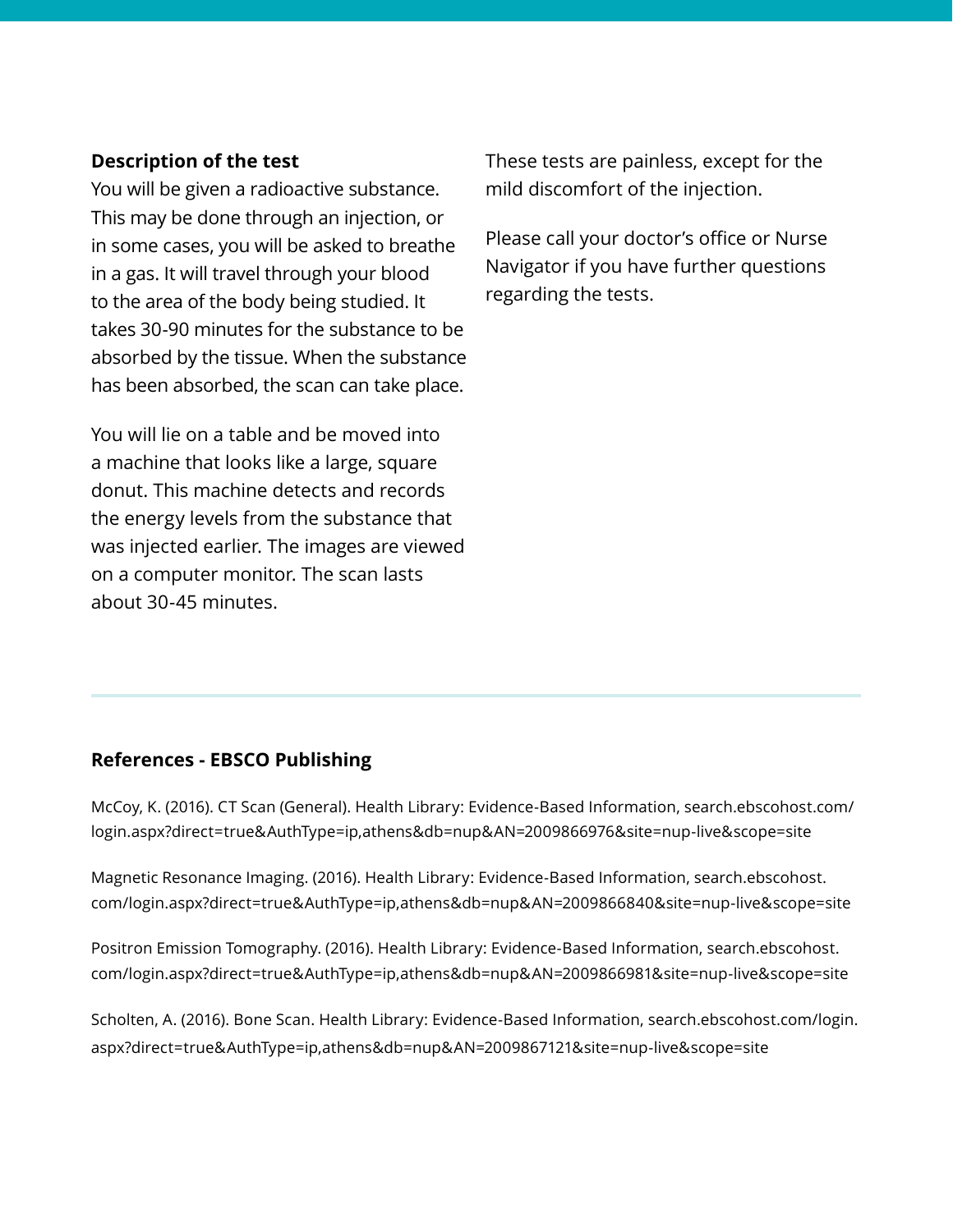**Description of the test**

You will be given a radioactive substance. This may be done through an injection, or in some cases, you will be asked to breathe in a gas. It will travel through your blood to the area of the body being studied. It takes 30-90 minutes for the substance to be absorbed by the tissue. When the substance has been absorbed, the scan can take place.

You will lie on a table and be moved into a machine that looks like a large, square donut. This machine detects and records the energy levels from the substance that was injected earlier. The images are viewed on a computer monitor. The scan lasts about 30-45 minutes.

These tests are painless, except for the mild discomfort of the injection.

Please call your doctor's office or Nurse Navigator if you have further questions regarding the tests.

---

**References - EBSCO Publishing**

McCoy, K. (2016). CT Scan (General). Health Library: Evidence-Based Information, search.ebscohost.com/login.aspx?direct=true&AuthType=ip,athens&db=nup&AN=2009866976&site=nup-live&scope=site

Magnetic Resonance Imaging. (2016). Health Library: Evidence-Based Information, search.ebscohost.com/login.aspx?direct=true&AuthType=ip,athens&db=nup&AN=2009866840&site=nup-live&scope=site

Positron Emission Tomography. (2016). Health Library: Evidence-Based Information, search.ebscohost.com/login.aspx?direct=true&AuthType=ip,athens&db=nup&AN=2009866981&site=nup-live&scope=site

Scholten, A. (2016). Bone Scan. Health Library: Evidence-Based Information, search.ebscohost.com/login.aspx?direct=true&AuthType=ip,athens&db=nup&AN=2009867121&site=nup-live&scope=site